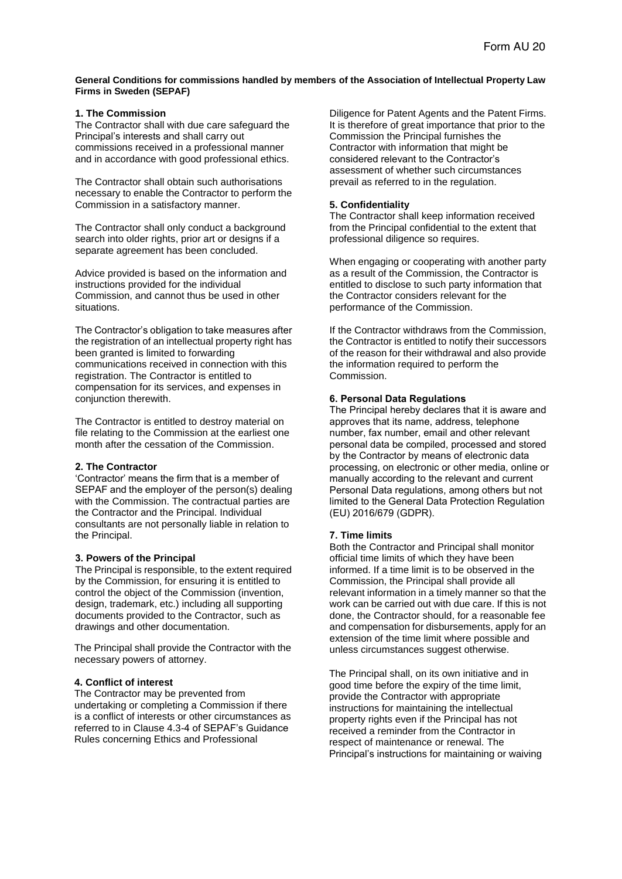Form AU 20

**General Conditions for commissions handled by members of the Association of Intellectual Property Law Firms in Sweden (SEPAF)**

### 1. The Commission

The Contractor shall with due care safeguard the Principal's interests and shall carry out commissions received in a professional manner and in accordance with good professional ethics.

The Contractor shall obtain such authorisations necessary to enable the Contractor to perform the Commission in a satisfactory manner.

The Contractor shall only conduct a background search into older rights, prior art or designs if a separate agreement has been concluded.

Advice provided is based on the information and instructions provided for the individual Commission, and cannot thus be used in other situations.

The Contractor's obligation to take measures after the registration of an intellectual property right has been granted is limited to forwarding communications received in connection with this registration. The Contractor is entitled to compensation for its services, and expenses in conjunction therewith.

The Contractor is entitled to destroy material on file relating to the Commission at the earliest one month after the cessation of the Commission.

### 2. The Contractor

'Contractor' means the firm that is a member of SEPAF and the employer of the person(s) dealing with the Commission. The contractual parties are the Contractor and the Principal. Individual consultants are not personally liable in relation to the Principal.

### 3. Powers of the Principal

The Principal is responsible, to the extent required by the Commission, for ensuring it is entitled to control the object of the Commission (invention, design, trademark, etc.) including all supporting documents provided to the Contractor, such as drawings and other documentation.

The Principal shall provide the Contractor with the necessary powers of attorney.

### 4. Conflict of interest

The Contractor may be prevented from undertaking or completing a Commission if there is a conflict of interests or other circumstances as referred to in Clause 4.3-4 of SEPAF's Guidance Rules concerning Ethics and Professional Diligence for Patent Agents and the Patent Firms. It is therefore of great importance that prior to the Commission the Principal furnishes the Contractor with information that might be considered relevant to the Contractor's assessment of whether such circumstances prevail as referred to in the regulation.

### 5. Confidentiality

The Contractor shall keep information received from the Principal confidential to the extent that professional diligence so requires.

When engaging or cooperating with another party as a result of the Commission, the Contractor is entitled to disclose to such party information that the Contractor considers relevant for the performance of the Commission.

If the Contractor withdraws from the Commission, the Contractor is entitled to notify their successors of the reason for their withdrawal and also provide the information required to perform the Commission.

### 6. Personal Data Regulations

The Principal hereby declares that it is aware and approves that its name, address, telephone number, fax number, email and other relevant personal data be compiled, processed and stored by the Contractor by means of electronic data processing, on electronic or other media, online or manually according to the relevant and current Personal Data regulations, among others but not limited to the General Data Protection Regulation (EU) 2016/679 (GDPR).

### 7. Time limits

Both the Contractor and Principal shall monitor official time limits of which they have been informed. If a time limit is to be observed in the Commission, the Principal shall provide all relevant information in a timely manner so that the work can be carried out with due care. If this is not done, the Contractor should, for a reasonable fee and compensation for disbursements, apply for an extension of the time limit where possible and unless circumstances suggest otherwise.

The Principal shall, on its own initiative and in good time before the expiry of the time limit, provide the Contractor with appropriate instructions for maintaining the intellectual property rights even if the Principal has not received a reminder from the Contractor in respect of maintenance or renewal. The Principal's instructions for maintaining or waiving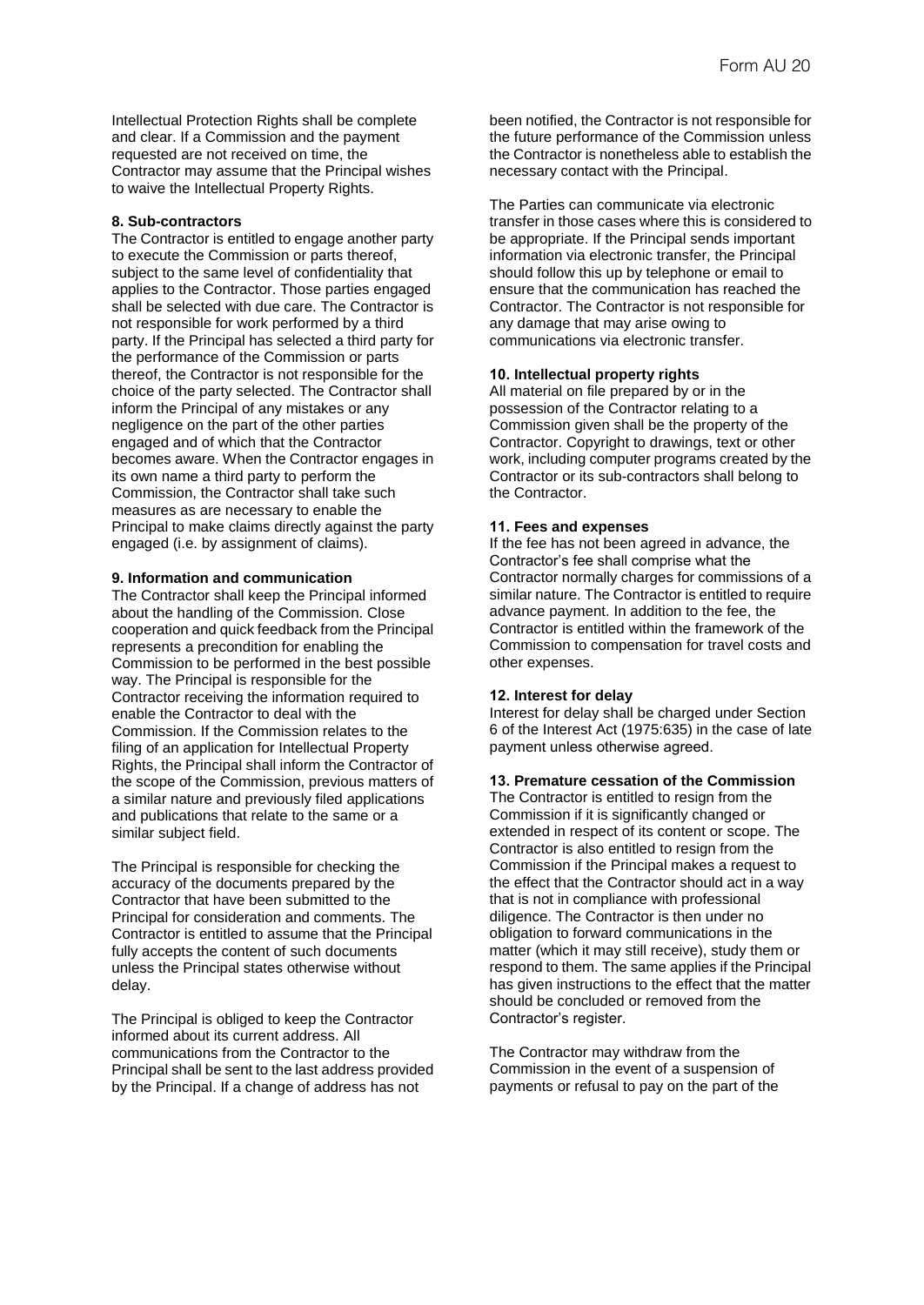Intellectual Protection Rights shall be complete and clear. If a Commission and the payment requested are not received on time, the Contractor may assume that the Principal wishes to waive the Intellectual Property Rights.

**8. Sub-contractors**

The Contractor is entitled to engage another party to execute the Commission or parts thereof, subject to the same level of confidentiality that applies to the Contractor. Those parties engaged shall be selected with due care. The Contractor is not responsible for work performed by a third party. If the Principal has selected a third party for the performance of the Commission or parts thereof, the Contractor is not responsible for the choice of the party selected. The Contractor shall inform the Principal of any mistakes or any negligence on the part of the other parties engaged and of which that the Contractor becomes aware. When the Contractor engages in its own name a third party to perform the Commission, the Contractor shall take such measures as are necessary to enable the Principal to make claims directly against the party engaged (i.e. by assignment of claims).

**9. Information and communication**

The Contractor shall keep the Principal informed about the handling of the Commission. Close cooperation and quick feedback from the Principal represents a precondition for enabling the Commission to be performed in the best possible way. The Principal is responsible for the Contractor receiving the information required to enable the Contractor to deal with the Commission. If the Commission relates to the filing of an application for Intellectual Property Rights, the Principal shall inform the Contractor of the scope of the Commission, previous matters of a similar nature and previously filed applications and publications that relate to the same or a similar subject field.

The Principal is responsible for checking the accuracy of the documents prepared by the Contractor that have been submitted to the Principal for consideration and comments. The Contractor is entitled to assume that the Principal fully accepts the content of such documents unless the Principal states otherwise without delay.

The Principal is obliged to keep the Contractor informed about its current address. All communications from the Contractor to the Principal shall be sent to the last address provided by the Principal. If a change of address has not been notified, the Contractor is not responsible for the future performance of the Commission unless the Contractor is nonetheless able to establish the necessary contact with the Principal.

The Parties can communicate via electronic transfer in those cases where this is considered to be appropriate. If the Principal sends important information via electronic transfer, the Principal should follow this up by telephone or email to ensure that the communication has reached the Contractor. The Contractor is not responsible for any damage that may arise owing to communications via electronic transfer.

**10. Intellectual property rights**

All material on file prepared by or in the possession of the Contractor relating to a Commission given shall be the property of the Contractor. Copyright to drawings, text or other work, including computer programs created by the Contractor or its sub-contractors shall belong to the Contractor.

**11. Fees and expenses**

If the fee has not been agreed in advance, the Contractor's fee shall comprise what the Contractor normally charges for commissions of a similar nature. The Contractor is entitled to require advance payment. In addition to the fee, the Contractor is entitled within the framework of the Commission to compensation for travel costs and other expenses.

**12. Interest for delay**

Interest for delay shall be charged under Section 6 of the Interest Act (1975:635) in the case of late payment unless otherwise agreed.

**13. Premature cessation of the Commission**

The Contractor is entitled to resign from the Commission if it is significantly changed or extended in respect of its content or scope. The Contractor is also entitled to resign from the Commission if the Principal makes a request to the effect that the Contractor should act in a way that is not in compliance with professional diligence. The Contractor is then under no obligation to forward communications in the matter (which it may still receive), study them or respond to them. The same applies if the Principal has given instructions to the effect that the matter should be concluded or removed from the Contractor's register.

The Contractor may withdraw from the Commission in the event of a suspension of payments or refusal to pay on the part of the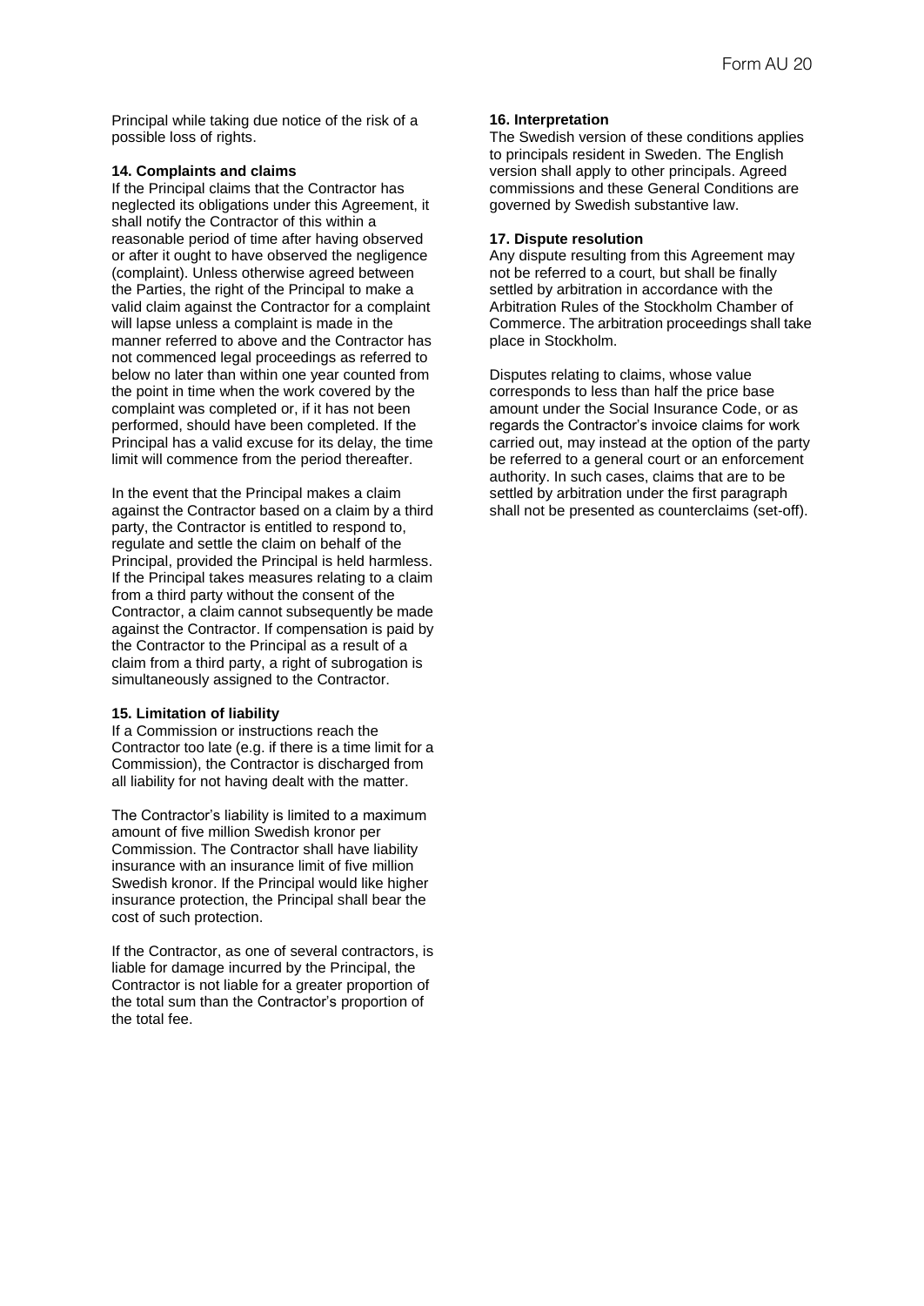Principal while taking due notice of the risk of a possible loss of rights.

**14. Complaints and claims**

If the Principal claims that the Contractor has neglected its obligations under this Agreement, it shall notify the Contractor of this within a reasonable period of time after having observed or after it ought to have observed the negligence (complaint). Unless otherwise agreed between the Parties, the right of the Principal to make a valid claim against the Contractor for a complaint will lapse unless a complaint is made in the manner referred to above and the Contractor has not commenced legal proceedings as referred to below no later than within one year counted from the point in time when the work covered by the complaint was completed or, if it has not been performed, should have been completed. If the Principal has a valid excuse for its delay, the time limit will commence from the period thereafter.

In the event that the Principal makes a claim against the Contractor based on a claim by a third party, the Contractor is entitled to respond to, regulate and settle the claim on behalf of the Principal, provided the Principal is held harmless. If the Principal takes measures relating to a claim from a third party without the consent of the Contractor, a claim cannot subsequently be made against the Contractor. If compensation is paid by the Contractor to the Principal as a result of a claim from a third party, a right of subrogation is simultaneously assigned to the Contractor.

**15. Limitation of liability**

If a Commission or instructions reach the Contractor too late (e.g. if there is a time limit for a Commission), the Contractor is discharged from all liability for not having dealt with the matter.

The Contractor's liability is limited to a maximum amount of five million Swedish kronor per Commission. The Contractor shall have liability insurance with an insurance limit of five million Swedish kronor. If the Principal would like higher insurance protection, the Principal shall bear the cost of such protection.

If the Contractor, as one of several contractors, is liable for damage incurred by the Principal, the Contractor is not liable for a greater proportion of the total sum than the Contractor's proportion of the total fee.

**16. Interpretation**

The Swedish version of these conditions applies to principals resident in Sweden. The English version shall apply to other principals. Agreed commissions and these General Conditions are governed by Swedish substantive law.

**17. Dispute resolution**

Any dispute resulting from this Agreement may not be referred to a court, but shall be finally settled by arbitration in accordance with the Arbitration Rules of the Stockholm Chamber of Commerce. The arbitration proceedings shall take place in Stockholm.

Disputes relating to claims, whose value corresponds to less than half the price base amount under the Social Insurance Code, or as regards the Contractor's invoice claims for work carried out, may instead at the option of the party be referred to a general court or an enforcement authority. In such cases, claims that are to be settled by arbitration under the first paragraph shall not be presented as counterclaims (set-off).